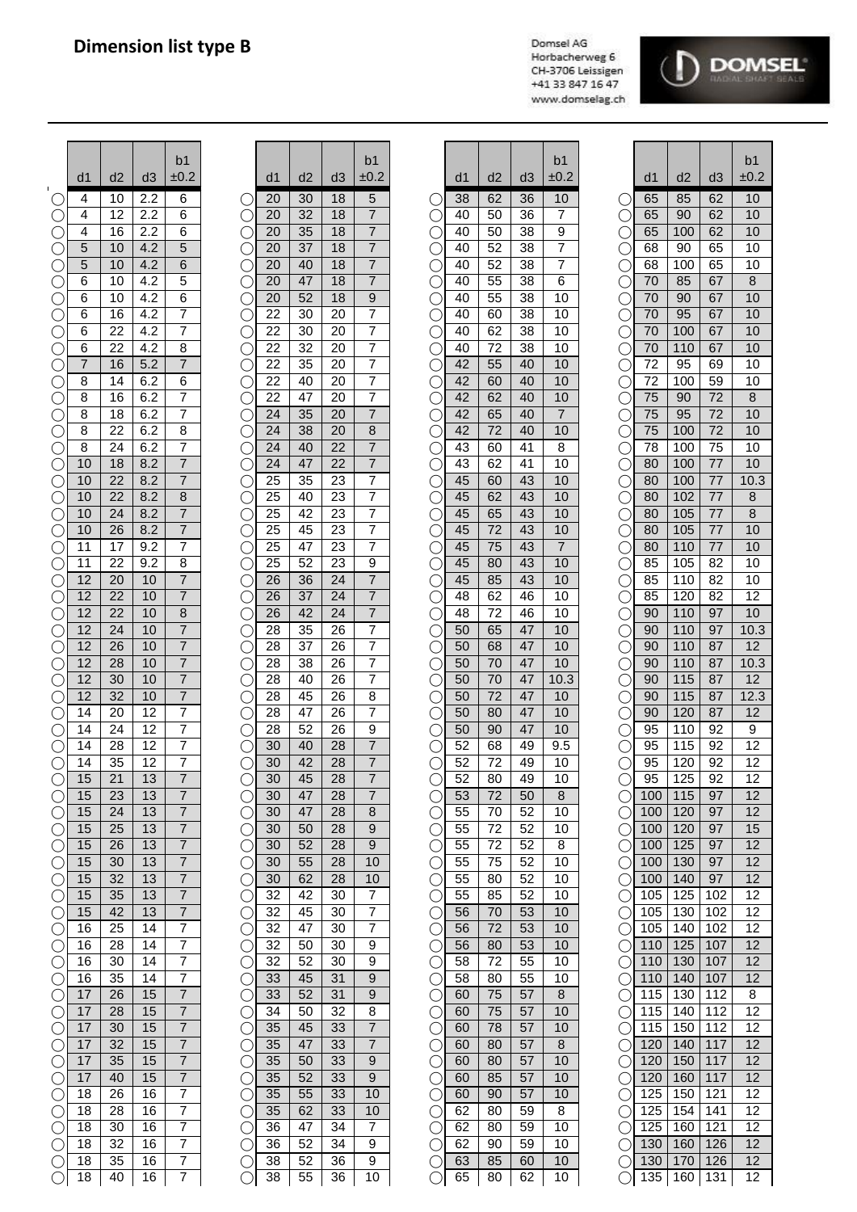# Dimension list type B

Domsel AG
Horbacherweg 6
CH-3706 Leissigen
+41 33 847 16 47
www.domselag.ch

| d1 | d2 | d3 | b1 ±0.2 |
|---|---|---|---|
| 4 | 10 | 2.2 | 6 |
| 4 | 12 | 2.2 | 6 |
| 4 | 16 | 2.2 | 6 |
| 5 | 10 | 4.2 | 5 |
| 5 | 10 | 4.2 | 6 |
| 6 | 10 | 4.2 | 5 |
| 6 | 10 | 4.2 | 6 |
| 6 | 16 | 4.2 | 7 |
| 6 | 22 | 4.2 | 7 |
| 6 | 22 | 4.2 | 8 |
| 7 | 16 | 5.2 | 7 |
| 8 | 14 | 6.2 | 6 |
| 8 | 16 | 6.2 | 7 |
| 8 | 18 | 6.2 | 7 |
| 8 | 22 | 6.2 | 8 |
| 8 | 24 | 6.2 | 7 |
| 10 | 18 | 8.2 | 7 |
| 10 | 22 | 8.2 | 7 |
| 10 | 22 | 8.2 | 8 |
| 10 | 24 | 8.2 | 7 |
| 10 | 26 | 8.2 | 7 |
| 11 | 17 | 9.2 | 7 |
| 11 | 22 | 9.2 | 8 |
| 12 | 20 | 10 | 7 |
| 12 | 22 | 10 | 7 |
| 12 | 22 | 10 | 8 |
| 12 | 24 | 10 | 7 |
| 12 | 26 | 10 | 7 |
| 12 | 28 | 10 | 7 |
| 12 | 30 | 10 | 7 |
| 12 | 32 | 10 | 7 |
| 14 | 20 | 12 | 7 |
| 14 | 24 | 12 | 7 |
| 14 | 28 | 12 | 7 |
| 14 | 35 | 12 | 7 |
| 15 | 21 | 13 | 7 |
| 15 | 23 | 13 | 7 |
| 15 | 24 | 13 | 7 |
| 15 | 25 | 13 | 7 |
| 15 | 26 | 13 | 7 |
| 15 | 30 | 13 | 7 |
| 15 | 32 | 13 | 7 |
| 15 | 35 | 13 | 7 |
| 15 | 42 | 13 | 7 |
| 16 | 25 | 14 | 7 |
| 16 | 28 | 14 | 7 |
| 16 | 30 | 14 | 7 |
| 16 | 35 | 14 | 7 |
| 17 | 26 | 15 | 7 |
| 17 | 28 | 15 | 7 |
| 17 | 30 | 15 | 7 |
| 17 | 32 | 15 | 7 |
| 17 | 35 | 15 | 7 |
| 17 | 40 | 15 | 7 |
| 18 | 26 | 16 | 7 |
| 18 | 28 | 16 | 7 |
| 18 | 30 | 16 | 7 |
| 18 | 32 | 16 | 7 |
| 18 | 35 | 16 | 7 |
| 18 | 40 | 16 | 7 |
| 20 | 30 | 18 | 5 |
| 20 | 32 | 18 | 7 |
| 20 | 35 | 18 | 7 |
| 20 | 37 | 18 | 7 |
| 20 | 40 | 18 | 7 |
| 20 | 47 | 18 | 7 |
| 20 | 52 | 18 | 9 |
| 22 | 30 | 20 | 7 |
| 22 | 30 | 20 | 7 |
| 22 | 32 | 20 | 7 |
| 22 | 35 | 20 | 7 |
| 22 | 40 | 20 | 7 |
| 22 | 47 | 20 | 7 |
| 24 | 35 | 20 | 7 |
| 24 | 38 | 20 | 8 |
| 24 | 40 | 22 | 7 |
| 24 | 47 | 22 | 7 |
| 25 | 35 | 23 | 7 |
| 25 | 40 | 23 | 7 |
| 25 | 42 | 23 | 7 |
| 25 | 45 | 23 | 7 |
| 25 | 47 | 23 | 7 |
| 25 | 52 | 23 | 9 |
| 26 | 36 | 24 | 7 |
| 26 | 37 | 24 | 7 |
| 26 | 42 | 24 | 7 |
| 28 | 35 | 26 | 7 |
| 28 | 37 | 26 | 7 |
| 28 | 38 | 26 | 7 |
| 28 | 40 | 26 | 7 |
| 28 | 45 | 26 | 8 |
| 28 | 47 | 26 | 7 |
| 28 | 52 | 26 | 9 |
| 30 | 40 | 28 | 7 |
| 30 | 42 | 28 | 7 |
| 30 | 45 | 28 | 7 |
| 30 | 47 | 28 | 7 |
| 30 | 47 | 28 | 8 |
| 30 | 50 | 28 | 9 |
| 30 | 52 | 28 | 9 |
| 30 | 55 | 28 | 10 |
| 30 | 62 | 28 | 10 |
| 32 | 42 | 30 | 7 |
| 32 | 45 | 30 | 7 |
| 32 | 47 | 30 | 7 |
| 32 | 50 | 30 | 9 |
| 32 | 52 | 30 | 9 |
| 33 | 45 | 31 | 9 |
| 33 | 52 | 31 | 9 |
| 34 | 50 | 32 | 8 |
| 35 | 45 | 33 | 7 |
| 35 | 47 | 33 | 7 |
| 35 | 50 | 33 | 9 |
| 35 | 52 | 33 | 9 |
| 35 | 55 | 33 | 10 |
| 35 | 62 | 33 | 10 |
| 36 | 47 | 34 | 7 |
| 36 | 52 | 34 | 9 |
| 38 | 52 | 36 | 9 |
| 38 | 55 | 36 | 10 |
| 38 | 62 | 36 | 10 |
| 40 | 50 | 36 | 7 |
| 40 | 50 | 38 | 9 |
| 40 | 52 | 38 | 7 |
| 40 | 52 | 38 | 7 |
| 40 | 55 | 38 | 6 |
| 40 | 55 | 38 | 10 |
| 40 | 60 | 38 | 10 |
| 40 | 62 | 38 | 10 |
| 40 | 72 | 38 | 10 |
| 42 | 55 | 40 | 10 |
| 42 | 60 | 40 | 10 |
| 42 | 62 | 40 | 10 |
| 42 | 65 | 40 | 7 |
| 42 | 72 | 40 | 10 |
| 43 | 60 | 41 | 8 |
| 43 | 62 | 41 | 10 |
| 45 | 60 | 43 | 10 |
| 45 | 62 | 43 | 10 |
| 45 | 65 | 43 | 10 |
| 45 | 72 | 43 | 10 |
| 45 | 75 | 43 | 7 |
| 45 | 80 | 43 | 10 |
| 45 | 85 | 43 | 10 |
| 48 | 62 | 46 | 10 |
| 48 | 72 | 46 | 10 |
| 50 | 65 | 47 | 10 |
| 50 | 68 | 47 | 10 |
| 50 | 70 | 47 | 10 |
| 50 | 70 | 47 | 10.3 |
| 50 | 72 | 47 | 10 |
| 50 | 80 | 47 | 10 |
| 50 | 90 | 47 | 10 |
| 52 | 68 | 49 | 9.5 |
| 52 | 72 | 49 | 10 |
| 52 | 80 | 49 | 10 |
| 53 | 72 | 50 | 8 |
| 55 | 70 | 52 | 10 |
| 55 | 72 | 52 | 10 |
| 55 | 72 | 52 | 8 |
| 55 | 75 | 52 | 10 |
| 55 | 80 | 52 | 10 |
| 55 | 85 | 52 | 10 |
| 56 | 70 | 53 | 10 |
| 56 | 72 | 53 | 10 |
| 56 | 80 | 53 | 10 |
| 58 | 72 | 55 | 10 |
| 58 | 80 | 55 | 10 |
| 60 | 75 | 57 | 8 |
| 60 | 75 | 57 | 10 |
| 60 | 78 | 57 | 10 |
| 60 | 80 | 57 | 8 |
| 60 | 80 | 57 | 10 |
| 60 | 85 | 57 | 10 |
| 60 | 90 | 57 | 10 |
| 62 | 80 | 59 | 8 |
| 62 | 80 | 59 | 10 |
| 62 | 90 | 59 | 10 |
| 63 | 85 | 60 | 10 |
| 65 | 80 | 62 | 10 |
| 65 | 85 | 62 | 10 |
| 65 | 90 | 62 | 10 |
| 65 | 100 | 62 | 10 |
| 68 | 90 | 65 | 10 |
| 68 | 100 | 65 | 10 |
| 70 | 85 | 67 | 8 |
| 70 | 90 | 67 | 10 |
| 70 | 95 | 67 | 10 |
| 70 | 100 | 67 | 10 |
| 70 | 110 | 67 | 10 |
| 72 | 95 | 69 | 10 |
| 72 | 100 | 59 | 10 |
| 75 | 90 | 72 | 8 |
| 75 | 95 | 72 | 10 |
| 75 | 100 | 72 | 10 |
| 78 | 100 | 75 | 10 |
| 80 | 100 | 77 | 10 |
| 80 | 100 | 77 | 10.3 |
| 80 | 102 | 77 | 8 |
| 80 | 105 | 77 | 8 |
| 80 | 105 | 77 | 10 |
| 80 | 110 | 77 | 10 |
| 85 | 105 | 82 | 10 |
| 85 | 110 | 82 | 10 |
| 85 | 120 | 82 | 12 |
| 90 | 110 | 97 | 10 |
| 90 | 110 | 97 | 10.3 |
| 90 | 110 | 87 | 12 |
| 90 | 110 | 87 | 10.3 |
| 90 | 115 | 87 | 12 |
| 90 | 115 | 87 | 12.3 |
| 90 | 120 | 87 | 12 |
| 95 | 110 | 92 | 9 |
| 95 | 115 | 92 | 12 |
| 95 | 120 | 92 | 12 |
| 95 | 125 | 92 | 12 |
| 100 | 115 | 97 | 12 |
| 100 | 120 | 97 | 12 |
| 100 | 120 | 97 | 15 |
| 100 | 125 | 97 | 12 |
| 100 | 130 | 97 | 12 |
| 100 | 140 | 97 | 12 |
| 105 | 125 | 102 | 12 |
| 105 | 130 | 102 | 12 |
| 105 | 140 | 102 | 12 |
| 110 | 125 | 107 | 12 |
| 110 | 130 | 107 | 12 |
| 110 | 140 | 107 | 12 |
| 115 | 130 | 112 | 8 |
| 115 | 140 | 112 | 12 |
| 115 | 150 | 112 | 12 |
| 120 | 140 | 117 | 12 |
| 120 | 150 | 117 | 12 |
| 120 | 160 | 117 | 12 |
| 125 | 150 | 121 | 12 |
| 125 | 154 | 141 | 12 |
| 125 | 160 | 121 | 12 |
| 130 | 160 | 126 | 12 |
| 130 | 170 | 126 | 12 |
| 135 | 160 | 131 | 12 |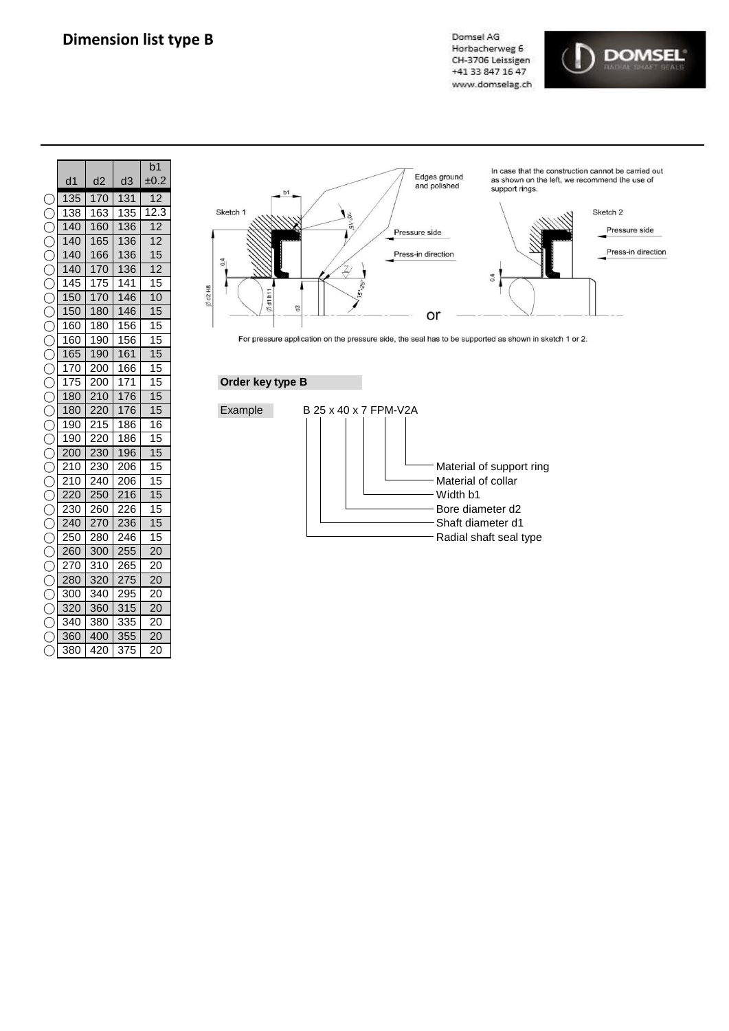# Dimension list type B

Domsel AG
Horbacherweg 6
CH-3706 Leissigen
+41 33 847 16 47
www.domselag.ch

| d1 | d2 | d3 | b1 ±0.2 |
|---|---|---|---|
| 135 | 170 | 131 | 12 |
| 138 | 163 | 135 | 12.3 |
| 140 | 160 | 136 | 12 |
| 140 | 165 | 136 | 12 |
| 140 | 166 | 136 | 15 |
| 140 | 170 | 136 | 12 |
| 145 | 175 | 141 | 15 |
| 150 | 170 | 146 | 10 |
| 150 | 180 | 146 | 15 |
| 160 | 180 | 156 | 15 |
| 160 | 190 | 156 | 15 |
| 165 | 190 | 161 | 15 |
| 170 | 200 | 166 | 15 |
| 175 | 200 | 171 | 15 |
| 180 | 210 | 176 | 15 |
| 180 | 220 | 176 | 15 |
| 190 | 215 | 186 | 16 |
| 190 | 220 | 186 | 15 |
| 200 | 230 | 196 | 15 |
| 210 | 230 | 206 | 15 |
| 210 | 240 | 206 | 15 |
| 220 | 250 | 216 | 15 |
| 230 | 260 | 226 | 15 |
| 240 | 270 | 236 | 15 |
| 250 | 280 | 246 | 15 |
| 260 | 300 | 255 | 20 |
| 270 | 310 | 265 | 20 |
| 280 | 320 | 275 | 20 |
| 300 | 340 | 295 | 20 |
| 320 | 360 | 315 | 20 |
| 340 | 380 | 335 | 20 |
| 360 | 400 | 355 | 20 |
| 380 | 420 | 375 | 20 |

Sketch 1

Edges ground and polished

b1

10°-15°

Pressure side

Press-in direction

0.4

15°-25°

Ø d2 H8

Ø d1 h11

d3

or

In case that the construction cannot be carried out as shown on the left, we recommend the use of support rings.

Sketch 2

Pressure side

Press-in direction

0.4

For pressure application on the pressure side, the seal has to be supported as shown in sketch 1 or 2.

**Order key type B**

Example B 25 x 40 x 7 FPM-V2A

- Material of support ring
- Material of collar
- Width b1
- Bore diameter d2
- Shaft diameter d1
- Radial shaft seal type